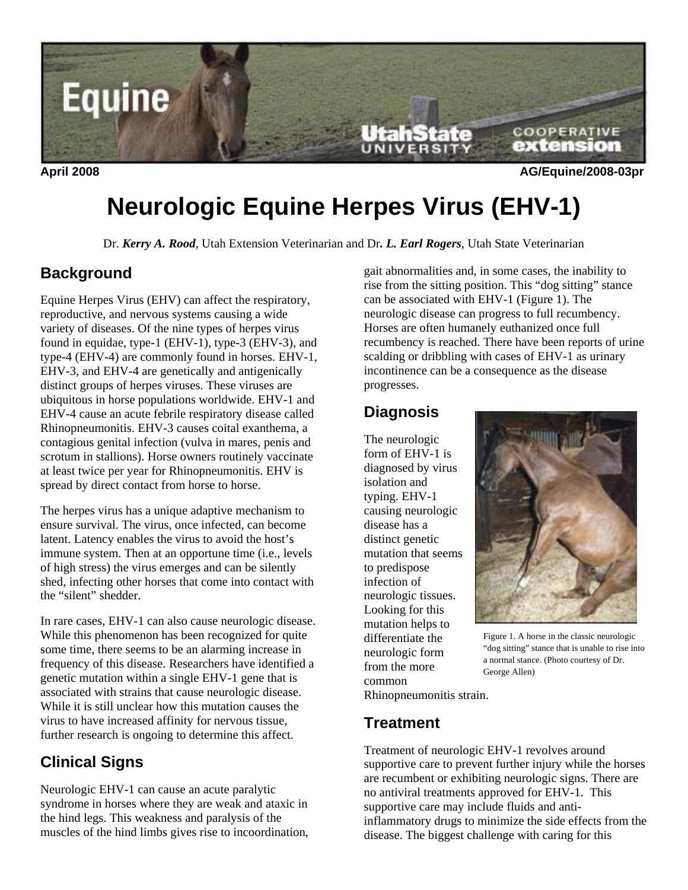April 2008 AG/Equine/2008-03pr

# Neurologic Equine Herpes Virus (EHV-1)

Dr. ***Kerry A. Rood***, Utah Extension Veterinarian and Dr***. L. Earl Rogers***, Utah State Veterinarian

## Background

Equine Herpes Virus (EHV) can affect the respiratory, reproductive, and nervous systems causing a wide variety of diseases. Of the nine types of herpes virus found in equidae, type-1 (EHV-1), type-3 (EHV-3), and type-4 (EHV-4) are commonly found in horses. EHV-1, EHV-3, and EHV-4 are genetically and antigenically distinct groups of herpes viruses. These viruses are ubiquitous in horse populations worldwide. EHV-1 and EHV-4 cause an acute febrile respiratory disease called Rhinopneumonitis. EHV-3 causes coital exanthema, a contagious genital infection (vulva in mares, penis and scrotum in stallions). Horse owners routinely vaccinate at least twice per year for Rhinopneumonitis. EHV is spread by direct contact from horse to horse.

The herpes virus has a unique adaptive mechanism to ensure survival. The virus, once infected, can become latent. Latency enables the virus to avoid the host's immune system. Then at an opportune time (i.e., levels of high stress) the virus emerges and can be silently shed, infecting other horses that come into contact with the "silent" shedder.

In rare cases, EHV-1 can also cause neurologic disease. While this phenomenon has been recognized for quite some time, there seems to be an alarming increase in frequency of this disease. Researchers have identified a genetic mutation within a single EHV-1 gene that is associated with strains that cause neurologic disease. While it is still unclear how this mutation causes the virus to have increased affinity for nervous tissue, further research is ongoing to determine this affect.

## Clinical Signs

Neurologic EHV-1 can cause an acute paralytic syndrome in horses where they are weak and ataxic in the hind legs. This weakness and paralysis of the muscles of the hind limbs gives rise to incoordination, gait abnormalities and, in some cases, the inability to rise from the sitting position. This "dog sitting" stance can be associated with EHV-1 (Figure 1). The neurologic disease can progress to full recumbency. Horses are often humanely euthanized once full recumbency is reached. There have been reports of urine scalding or dribbling with cases of EHV-1 as urinary incontinence can be a consequence as the disease progresses.

## Diagnosis

The neurologic form of EHV-1 is diagnosed by virus isolation and typing. EHV-1 causing neurologic disease has a distinct genetic mutation that seems to predispose infection of neurologic tissues. Looking for this mutation helps to differentiate the neurologic form from the more common Rhinopneumonitis strain.

Figure 1. A horse in the classic neurologic "dog sitting" stance that is unable to rise into a normal stance. (Photo courtesy of Dr. George Allen)

## Treatment

Treatment of neurologic EHV-1 revolves around supportive care to prevent further injury while the horses are recumbent or exhibiting neurologic signs. There are no antiviral treatments approved for EHV-1. This supportive care may include fluids and anti-inflammatory drugs to minimize the side effects from the disease. The biggest challenge with caring for this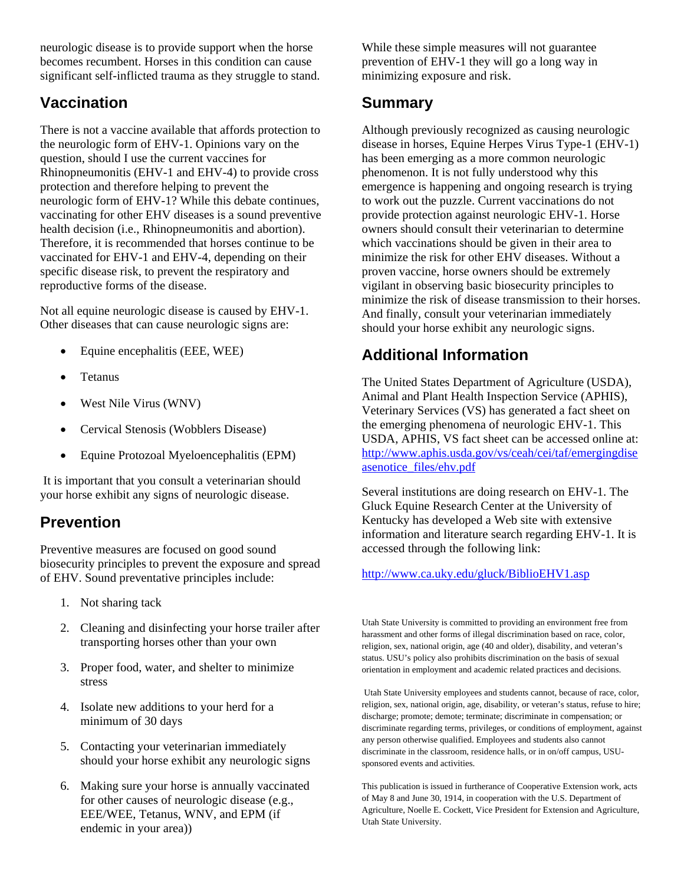neurologic disease is to provide support when the horse becomes recumbent. Horses in this condition can cause significant self-inflicted trauma as they struggle to stand.

## Vaccination

There is not a vaccine available that affords protection to the neurologic form of EHV-1. Opinions vary on the question, should I use the current vaccines for Rhinopneumonitis (EHV-1 and EHV-4) to provide cross protection and therefore helping to prevent the neurologic form of EHV-1? While this debate continues, vaccinating for other EHV diseases is a sound preventive health decision (i.e., Rhinopneumonitis and abortion). Therefore, it is recommended that horses continue to be vaccinated for EHV-1 and EHV-4, depending on their specific disease risk, to prevent the respiratory and reproductive forms of the disease.

Not all equine neurologic disease is caused by EHV-1. Other diseases that can cause neurologic signs are:

- Equine encephalitis (EEE, WEE)
- Tetanus
- West Nile Virus (WNV)
- Cervical Stenosis (Wobblers Disease)
- Equine Protozoal Myeloencephalitis (EPM)

It is important that you consult a veterinarian should your horse exhibit any signs of neurologic disease.

## Prevention

Preventive measures are focused on good sound biosecurity principles to prevent the exposure and spread of EHV. Sound preventative principles include:

1. Not sharing tack
2. Cleaning and disinfecting your horse trailer after transporting horses other than your own
3. Proper food, water, and shelter to minimize stress
4. Isolate new additions to your herd for a minimum of 30 days
5. Contacting your veterinarian immediately should your horse exhibit any neurologic signs
6. Making sure your horse is annually vaccinated for other causes of neurologic disease (e.g., EEE/WEE, Tetanus, WNV, and EPM (if endemic in your area))

While these simple measures will not guarantee prevention of EHV-1 they will go a long way in minimizing exposure and risk.

## Summary

Although previously recognized as causing neurologic disease in horses, Equine Herpes Virus Type-1 (EHV-1) has been emerging as a more common neurologic phenomenon. It is not fully understood why this emergence is happening and ongoing research is trying to work out the puzzle. Current vaccinations do not provide protection against neurologic EHV-1. Horse owners should consult their veterinarian to determine which vaccinations should be given in their area to minimize the risk for other EHV diseases. Without a proven vaccine, horse owners should be extremely vigilant in observing basic biosecurity principles to minimize the risk of disease transmission to their horses. And finally, consult your veterinarian immediately should your horse exhibit any neurologic signs.

## Additional Information

The United States Department of Agriculture (USDA), Animal and Plant Health Inspection Service (APHIS), Veterinary Services (VS) has generated a fact sheet on the emerging phenomena of neurologic EHV-1. This USDA, APHIS, VS fact sheet can be accessed online at: http://www.aphis.usda.gov/vs/ceah/cei/taf/emergingdiseasenotice_files/ehv.pdf

Several institutions are doing research on EHV-1. The Gluck Equine Research Center at the University of Kentucky has developed a Web site with extensive information and literature search regarding EHV-1. It is accessed through the following link:

http://www.ca.uky.edu/gluck/BiblioEHV1.asp

Utah State University is committed to providing an environment free from harassment and other forms of illegal discrimination based on race, color, religion, sex, national origin, age (40 and older), disability, and veteran's status. USU's policy also prohibits discrimination on the basis of sexual orientation in employment and academic related practices and decisions.

Utah State University employees and students cannot, because of race, color, religion, sex, national origin, age, disability, or veteran's status, refuse to hire; discharge; promote; demote; terminate; discriminate in compensation; or discriminate regarding terms, privileges, or conditions of employment, against any person otherwise qualified. Employees and students also cannot discriminate in the classroom, residence halls, or in on/off campus, USU-sponsored events and activities.

This publication is issued in furtherance of Cooperative Extension work, acts of May 8 and June 30, 1914, in cooperation with the U.S. Department of Agriculture, Noelle E. Cockett, Vice President for Extension and Agriculture, Utah State University.